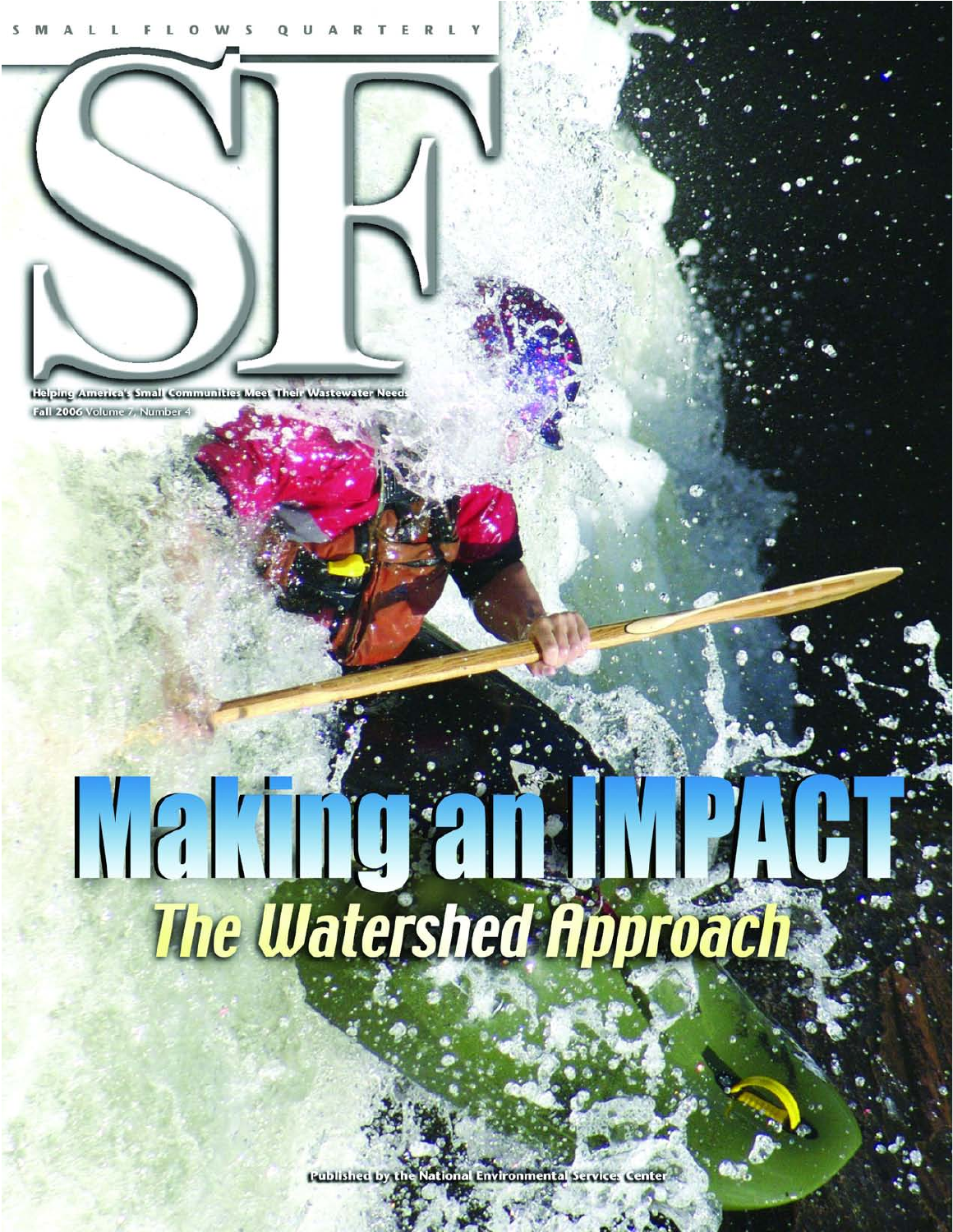SMALL FLOWS QUARTERLY

# SF

Helping America's Small Communities Meet Their Wastewater Needs

Fall 2006 Volume 7, Number 4

# Making an IMPACT

## The Watershed Approach

Published by the National Environmental Services Center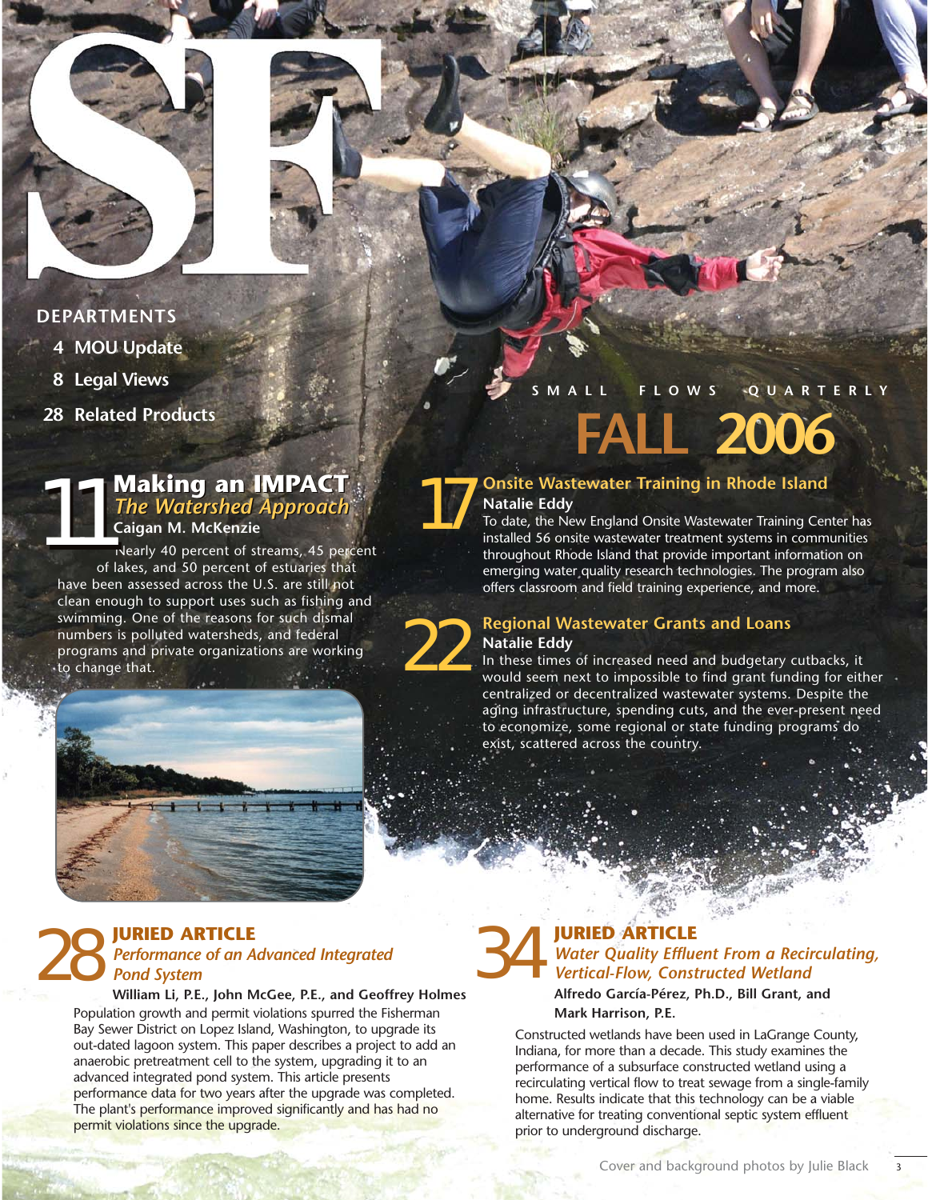# SMALL FLOWS QUARTERLY

# FALL 2006

## DEPARTMENTS

- 4 MOU Update
- 8 Legal Views
- 28 Related Products

## 11 Making an IMPACT

### *The Watershed Approach*

**Caigan M. McKenzie**

Nearly 40 percent of streams, 45 percent of lakes, and 50 percent of estuaries that have been assessed across the U.S. are still not clean enough to support uses such as fishing and swimming. One of the reasons for such dismal numbers is polluted watersheds, and federal programs and private organizations are working to change that.

## 17 Onsite Wastewater Training in Rhode Island

**Natalie Eddy**

To date, the New England Onsite Wastewater Training Center has installed 56 onsite wastewater treatment systems in communities throughout Rhode Island that provide important information on emerging water quality research technologies. The program also offers classroom and field training experience, and more.

## 22 Regional Wastewater Grants and Loans

**Natalie Eddy**

In these times of increased need and budgetary cutbacks, it would seem next to impossible to find grant funding for either centralized or decentralized wastewater systems. Despite the aging infrastructure, spending cuts, and the ever-present need to economize, some regional or state funding programs do exist, scattered across the country.

## 28 JURIED ARTICLE

### *Performance of an Advanced Integrated Pond System*

**William Li, P.E., John McGee, P.E., and Geoffrey Holmes**

Population growth and permit violations spurred the Fisherman Bay Sewer District on Lopez Island, Washington, to upgrade its out-dated lagoon system. This paper describes a project to add an anaerobic pretreatment cell to the system, upgrading it to an advanced integrated pond system. This article presents performance data for two years after the upgrade was completed. The plant's performance improved significantly and has had no permit violations since the upgrade.

## 34 JURIED ARTICLE

### *Water Quality Effluent From a Recirculating, Vertical-Flow, Constructed Wetland*

**Alfredo García-Pérez, Ph.D., Bill Grant, and Mark Harrison, P.E.**

Constructed wetlands have been used in LaGrange County, Indiana, for more than a decade. This study examines the performance of a subsurface constructed wetland using a recirculating vertical flow to treat sewage from a single-family home. Results indicate that this technology can be a viable alternative for treating conventional septic system effluent prior to underground discharge.

Cover and background photos by Julie Black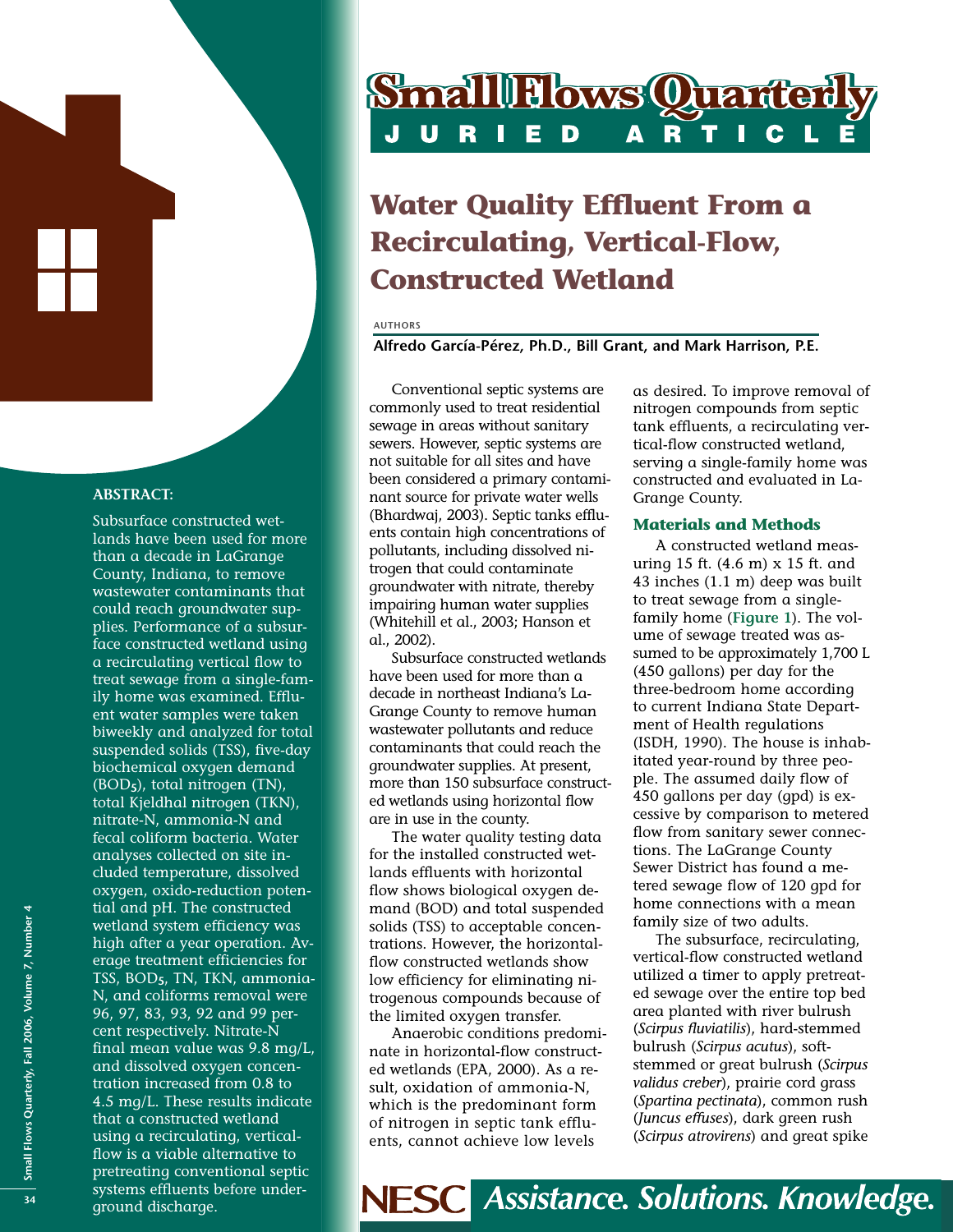Small Flows Quarterly

JURIED ARTICLE

# Water Quality Effluent From a Recirculating, Vertical-Flow, Constructed Wetland

AUTHORS

**Alfredo García-Pérez, Ph.D., Bill Grant, and Mark Harrison, P.E.**

**ABSTRACT:**

Subsurface constructed wetlands have been used for more than a decade in LaGrange County, Indiana, to remove wastewater contaminants that could reach groundwater supplies. Performance of a subsurface constructed wetland using a recirculating vertical flow to treat sewage from a single-family home was examined. Effluent water samples were taken biweekly and analyzed for total suspended solids (TSS), five-day biochemical oxygen demand ($BOD_5$), total nitrogen (TN), total Kjeldhal nitrogen (TKN), nitrate-N, ammonia-N and fecal coliform bacteria. Water analyses collected on site included temperature, dissolved oxygen, oxido-reduction potential and pH. The constructed wetland system efficiency was high after a year operation. Average treatment efficiencies for TSS, $BOD_5$, TN, TKN, ammonia-N, and coliforms removal were 96, 97, 83, 93, 92 and 99 percent respectively. Nitrate-N final mean value was 9.8 mg/L, and dissolved oxygen concentration increased from 0.8 to 4.5 mg/L. These results indicate that a constructed wetland using a recirculating, vertical-flow is a viable alternative to pretreating conventional septic systems effluents before underground discharge.

Conventional septic systems are commonly used to treat residential sewage in areas without sanitary sewers. However, septic systems are not suitable for all sites and have been considered a primary contaminant source for private water wells (Bhardwaj, 2003). Septic tanks effluents contain high concentrations of pollutants, including dissolved nitrogen that could contaminate groundwater with nitrate, thereby impairing human water supplies (Whitehill et al., 2003; Hanson et al., 2002).

Subsurface constructed wetlands have been used for more than a decade in northeast Indiana's LaGrange County to remove human wastewater pollutants and reduce contaminants that could reach the groundwater supplies. At present, more than 150 subsurface constructed wetlands using horizontal flow are in use in the county.

The water quality testing data for the installed constructed wetlands effluents with horizontal flow shows biological oxygen demand (BOD) and total suspended solids (TSS) to acceptable concentrations. However, the horizontal-flow constructed wetlands show low efficiency for eliminating nitrogenous compounds because of the limited oxygen transfer.

Anaerobic conditions predominate in horizontal-flow constructed wetlands (EPA, 2000). As a result, oxidation of ammonia-N, which is the predominant form of nitrogen in septic tank effluents, cannot achieve low levels as desired. To improve removal of nitrogen compounds from septic tank effluents, a recirculating vertical-flow constructed wetland, serving a single-family home was constructed and evaluated in LaGrange County.

## Materials and Methods

A constructed wetland measuring 15 ft. (4.6 m) x 15 ft. and 43 inches (1.1 m) deep was built to treat sewage from a single-family home (**Figure 1**). The volume of sewage treated was assumed to be approximately 1,700 L (450 gallons) per day for the three-bedroom home according to current Indiana State Department of Health regulations (ISDH, 1990). The house is inhabitated year-round by three people. The assumed daily flow of 450 gallons per day (gpd) is excessive by comparison to metered flow from sanitary sewer connections. The LaGrange County Sewer District has found a metered sewage flow of 120 gpd for home connections with a mean family size of two adults.

The subsurface, recirculating, vertical-flow constructed wetland utilized a timer to apply pretreated sewage over the entire top bed area planted with river bulrush (*Scirpus fluviatilis*), hard-stemmed bulrush (*Scirpus acutus*), soft-stemmed or great bulrush (*Scirpus validus creber*), prairie cord grass (*Spartina pectinata*), common rush (*Juncus effuses*), dark green rush (*Scirpus atrovirens*) and great spike

NESC Assistance. Solutions. Knowledge.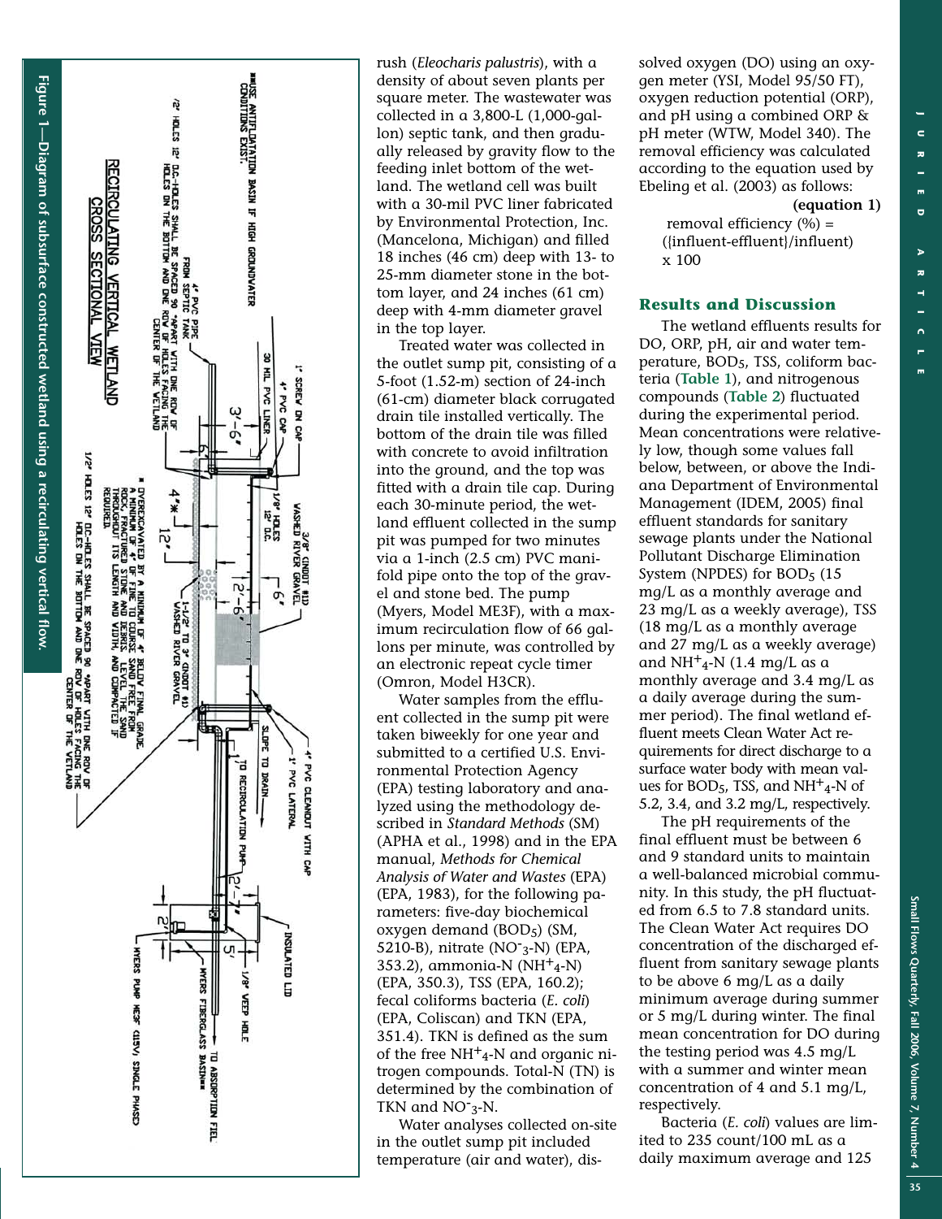rush (*Eleocharis palustris*), with a density of about seven plants per square meter. The wastewater was collected in a 3,800-L (1,000-gallon) septic tank, and then gradually released by gravity flow to the feeding inlet bottom of the wetland. The wetland cell was built with a 30-mil PVC liner fabricated by Environmental Protection, Inc. (Mancelona, Michigan) and filled 18 inches (46 cm) deep with 13- to 25-mm diameter stone in the bottom layer, and 24 inches (61 cm) deep with 4-mm diameter gravel in the top layer.

Treated water was collected in the outlet sump pit, consisting of a 5-foot (1.52-m) section of 24-inch (61-cm) diameter black corrugated drain tile installed vertically. The bottom of the drain tile was filled with concrete to avoid infiltration into the ground, and the top was fitted with a drain tile cap. During each 30-minute period, the wetland effluent collected in the sump pit was pumped for two minutes via a 1-inch (2.5 cm) PVC manifold pipe onto the top of the gravel and stone bed. The pump (Myers, Model ME3F), with a maximum recirculation flow of 66 gallons per minute, was controlled by an electronic repeat cycle timer (Omron, Model H3CR).

Water samples from the effluent collected in the sump pit were taken biweekly for one year and submitted to a certified U.S. Environmental Protection Agency (EPA) testing laboratory and analyzed using the methodology described in *Standard Methods* (SM) (APHA et al., 1998) and in the EPA manual, *Methods for Chemical Analysis of Water and Wastes* (EPA) (EPA, 1983), for the following parameters: five-day biochemical oxygen demand ($BOD_5$) (SM, 5210-B), nitrate ($NO^-_3$-N) (EPA, 353.2), ammonia-N ($NH^+_4$-N) (EPA, 350.3), TSS (EPA, 160.2); fecal coliforms bacteria (*E. coli*) (EPA, Coliscan) and TKN (EPA, 351.4). TKN is defined as the sum of the free $NH^+_4$-N and organic nitrogen compounds. Total-N (TN) is determined by the combination of TKN and $NO^-_3$-N.

Water analyses collected on-site in the outlet sump pit included temperature (air and water), dissolved oxygen (DO) using an oxygen meter (YSI, Model 95/50 FT), oxygen reduction potential (ORP), and pH using a combined ORP & pH meter (WTW, Model 340). The removal efficiency was calculated according to the equation used by Ebeling et al. (2003) as follows:

**(equation 1)**

$$\text{removal efficiency (\%)} = (\{\text{influent}-\text{effluent}\}/\text{influent}) \times 100$$

Figure 1—Diagram of subsurface constructed wetland using a recirculating vertical flow.

## Results and Discussion

The wetland effluents results for DO, ORP, pH, air and water temperature, $BOD_5$, TSS, coliform bacteria (**Table 1**), and nitrogenous compounds (**Table 2**) fluctuated during the experimental period. Mean concentrations were relatively low, though some values fall below, between, or above the Indiana Department of Environmental Management (IDEM, 2005) final effluent standards for sanitary sewage plants under the National Pollutant Discharge Elimination System (NPDES) for $BOD_5$ (15 mg/L as a monthly average and 23 mg/L as a weekly average), TSS (18 mg/L as a monthly average and 27 mg/L as a weekly average) and $NH^+_4$-N (1.4 mg/L as a monthly average and 3.4 mg/L as a daily average during the summer period). The final wetland effluent meets Clean Water Act requirements for direct discharge to a surface water body with mean values for $BOD_5$, TSS, and $NH^+_4$-N of 5.2, 3.4, and 3.2 mg/L, respectively.

The pH requirements of the final effluent must be between 6 and 9 standard units to maintain a well-balanced microbial community. In this study, the pH fluctuated from 6.5 to 7.8 standard units. The Clean Water Act requires DO concentration of the discharged effluent from sanitary sewage plants to be above 6 mg/L as a daily minimum average during summer or 5 mg/L during winter. The final mean concentration for DO during the testing period was 4.5 mg/L with a summer and winter mean concentration of 4 and 5.1 mg/L, respectively.

Bacteria (*E. coli*) values are limited to 235 count/100 mL as a daily maximum average and 125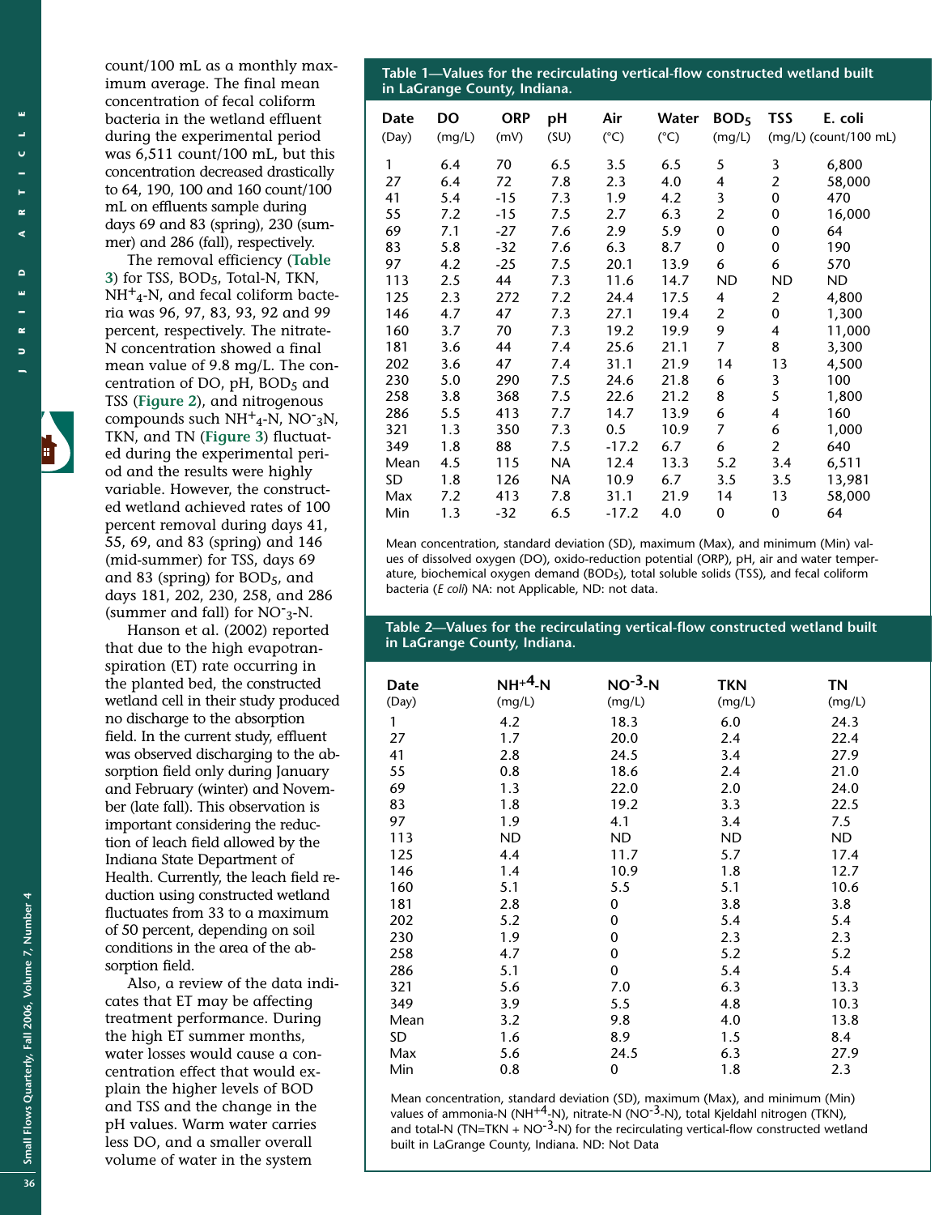count/100 mL as a monthly maximum average. The final mean concentration of fecal coliform bacteria in the wetland effluent during the experimental period was 6,511 count/100 mL, but this concentration decreased drastically to 64, 190, 100 and 160 count/100 mL on effluents sample during days 69 and 83 (spring), 230 (summer) and 286 (fall), respectively.

The removal efficiency (**Table 3**) for TSS, $BOD_5$, Total-N, TKN, $NH^{+}_{4}$-N, and fecal coliform bacteria was 96, 97, 83, 93, 92 and 99 percent, respectively. The nitrate-N concentration showed a final mean value of 9.8 mg/L. The concentration of DO, pH, $BOD_5$ and TSS (**Figure 2**), and nitrogenous compounds such $NH^{+}_{4}$-N, $NO^{-}_{3}$N, TKN, and TN (**Figure 3**) fluctuated during the experimental period and the results were highly variable. However, the constructed wetland achieved rates of 100 percent removal during days 41, 55, 69, and 83 (spring) and 146 (mid-summer) for TSS, days 69 and 83 (spring) for $BOD_5$, and days 181, 202, 230, 258, and 286 (summer and fall) for $NO^{-}_{3}$-N.

Hanson et al. (2002) reported that due to the high evapotranspiration (ET) rate occurring in the planted bed, the constructed wetland cell in their study produced no discharge to the absorption field. In the current study, effluent was observed discharging to the absorption field only during January and February (winter) and November (late fall). This observation is important considering the reduction of leach field allowed by the Indiana State Department of Health. Currently, the leach field reduction using constructed wetland fluctuates from 33 to a maximum of 50 percent, depending on soil conditions in the area of the absorption field.

Also, a review of the data indicates that ET may be affecting treatment performance. During the high ET summer months, water losses would cause a concentration effect that would explain the higher levels of BOD and TSS and the change in the pH values. Warm water carries less DO, and a smaller overall volume of water in the system

**Table 1—Values for the recirculating vertical-flow constructed wetland built in LaGrange County, Indiana.**

| Date (Day) | DO (mg/L) | ORP (mV) | pH (SU) | Air (°C) | Water (°C) | $BOD_5$ (mg/L) | TSS (mg/L) | E. coli (count/100 mL) |
|---|---|---|---|---|---|---|---|---|
| 1 | 6.4 | 70 | 6.5 | 3.5 | 6.5 | 5 | 3 | 6,800 |
| 27 | 6.4 | 72 | 7.8 | 2.3 | 4.0 | 4 | 2 | 58,000 |
| 41 | 5.4 | -15 | 7.3 | 1.9 | 4.2 | 3 | 0 | 470 |
| 55 | 7.2 | -15 | 7.5 | 2.7 | 6.3 | 2 | 0 | 16,000 |
| 69 | 7.1 | -27 | 7.6 | 2.9 | 5.9 | 0 | 0 | 64 |
| 83 | 5.8 | -32 | 7.6 | 6.3 | 8.7 | 0 | 0 | 190 |
| 97 | 4.2 | -25 | 7.5 | 20.1 | 13.9 | 6 | 6 | 570 |
| 113 | 2.5 | 44 | 7.3 | 11.6 | 14.7 | ND | ND | ND |
| 125 | 2.3 | 272 | 7.2 | 24.4 | 17.5 | 4 | 2 | 4,800 |
| 146 | 4.7 | 47 | 7.3 | 27.1 | 19.4 | 2 | 0 | 1,300 |
| 160 | 3.7 | 70 | 7.3 | 19.2 | 19.9 | 9 | 4 | 11,000 |
| 181 | 3.6 | 44 | 7.4 | 25.6 | 21.1 | 7 | 8 | 3,300 |
| 202 | 3.6 | 47 | 7.4 | 31.1 | 21.9 | 14 | 13 | 4,500 |
| 230 | 5.0 | 290 | 7.5 | 24.6 | 21.8 | 6 | 3 | 100 |
| 258 | 3.8 | 368 | 7.5 | 22.6 | 21.2 | 8 | 5 | 1,800 |
| 286 | 5.5 | 413 | 7.7 | 14.7 | 13.9 | 6 | 4 | 160 |
| 321 | 1.3 | 350 | 7.3 | 0.5 | 10.9 | 7 | 6 | 1,000 |
| 349 | 1.8 | 88 | 7.5 | -17.2 | 6.7 | 6 | 2 | 640 |
| Mean | 4.5 | 115 | NA | 12.4 | 13.3 | 5.2 | 3.4 | 6,511 |
| SD | 1.8 | 126 | NA | 10.9 | 6.7 | 3.5 | 3.5 | 13,981 |
| Max | 7.2 | 413 | 7.8 | 31.1 | 21.9 | 14 | 13 | 58,000 |
| Min | 1.3 | -32 | 6.5 | -17.2 | 4.0 | 0 | 0 | 64 |

Mean concentration, standard deviation (SD), maximum (Max), and minimum (Min) values of dissolved oxygen (DO), oxido-reduction potential (ORP), pH, air and water temperature, biochemical oxygen demand ($BOD_5$), total soluble solids (TSS), and fecal coliform bacteria (*E coli*) NA: not Applicable, ND: not data.

**Table 2—Values for the recirculating vertical-flow constructed wetland built in LaGrange County, Indiana.**

| Date (Day) | $NH^{+4}$-N (mg/L) | $NO^{-3}$-N (mg/L) | TKN (mg/L) | TN (mg/L) |
|---|---|---|---|---|
| 1 | 4.2 | 18.3 | 6.0 | 24.3 |
| 27 | 1.7 | 20.0 | 2.4 | 22.4 |
| 41 | 2.8 | 24.5 | 3.4 | 27.9 |
| 55 | 0.8 | 18.6 | 2.4 | 21.0 |
| 69 | 1.3 | 22.0 | 2.0 | 24.0 |
| 83 | 1.8 | 19.2 | 3.3 | 22.5 |
| 97 | 1.9 | 4.1 | 3.4 | 7.5 |
| 113 | ND | ND | ND | ND |
| 125 | 4.4 | 11.7 | 5.7 | 17.4 |
| 146 | 1.4 | 10.9 | 1.8 | 12.7 |
| 160 | 5.1 | 5.5 | 5.1 | 10.6 |
| 181 | 2.8 | 0 | 3.8 | 3.8 |
| 202 | 5.2 | 0 | 5.4 | 5.4 |
| 230 | 1.9 | 0 | 2.3 | 2.3 |
| 258 | 4.7 | 0 | 5.2 | 5.2 |
| 286 | 5.1 | 0 | 5.4 | 5.4 |
| 321 | 5.6 | 7.0 | 6.3 | 13.3 |
| 349 | 3.9 | 5.5 | 4.8 | 10.3 |
| Mean | 3.2 | 9.8 | 4.0 | 13.8 |
| SD | 1.6 | 8.9 | 1.5 | 8.4 |
| Max | 5.6 | 24.5 | 6.3 | 27.9 |
| Min | 0.8 | 0 | 1.8 | 2.3 |

Mean concentration, standard deviation (SD), maximum (Max), and minimum (Min) values of ammonia-N ($NH^{+4}$-N), nitrate-N ($NO^{-3}$-N), total Kjeldahl nitrogen (TKN), and total-N (TN=TKN + $NO^{-3}$-N) for the recirculating vertical-flow constructed wetland built in LaGrange County, Indiana. ND: Not Data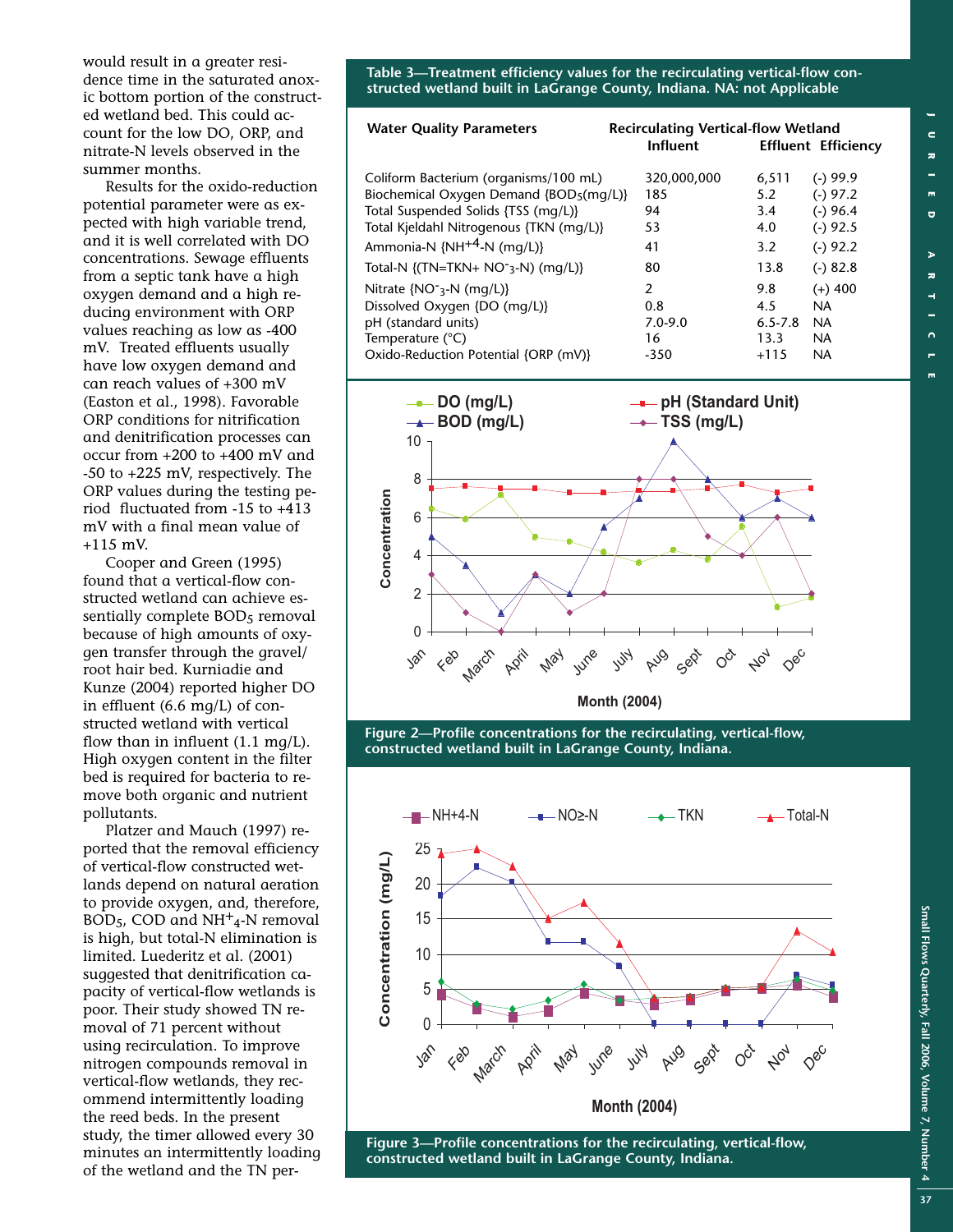would result in a greater residence time in the saturated anoxic bottom portion of the constructed wetland bed. This could account for the low DO, ORP, and nitrate-N levels observed in the summer months.

Results for the oxido-reduction potential parameter were as expected with high variable trend, and it is well correlated with DO concentrations. Sewage effluents from a septic tank have a high oxygen demand and a high reducing environment with ORP values reaching as low as -400 mV. Treated effluents usually have low oxygen demand and can reach values of +300 mV (Easton et al., 1998). Favorable ORP conditions for nitrification and denitrification processes can occur from +200 to +400 mV and -50 to +225 mV, respectively. The ORP values during the testing period fluctuated from -15 to +413 mV with a final mean value of +115 mV.

Cooper and Green (1995) found that a vertical-flow constructed wetland can achieve essentially complete $BOD_5$ removal because of high amounts of oxygen transfer through the gravel/root hair bed. Kurniadie and Kunze (2004) reported higher DO in effluent (6.6 mg/L) of constructed wetland with vertical flow than in influent (1.1 mg/L). High oxygen content in the filter bed is required for bacteria to remove both organic and nutrient pollutants.

Platzer and Mauch (1997) reported that the removal efficiency of vertical-flow constructed wetlands depend on natural aeration to provide oxygen, and, therefore, $BOD_5$, COD and $NH^{+}_{4}$-N removal is high, but total-N elimination is limited. Luederitz et al. (2001) suggested that denitrification capacity of vertical-flow wetlands is poor. Their study showed TN removal of 71 percent without using recirculation. To improve nitrogen compounds removal in vertical-flow wetlands, they recommend intermittently loading the reed beds. In the present study, the timer allowed every 30 minutes an intermittently loading of the wetland and the TN per-

**Table 3—Treatment efficiency values for the recirculating vertical-flow constructed wetland built in LaGrange County, Indiana. NA: not Applicable**

| Water Quality Parameters | Recirculating Vertical-flow Wetland | | |
|---|---|---|---|
| | Influent | Effluent | Efficiency |
| Coliform Bacterium (organisms/100 mL) | 320,000,000 | 6,511 | (-) 99.9 |
| Biochemical Oxygen Demand {$BOD_5$(mg/L)} | 185 | 5.2 | (-) 97.2 |
| Total Suspended Solids {TSS (mg/L)} | 94 | 3.4 | (-) 96.4 |
| Total Kjeldahl Nitrogenous {TKN (mg/L)} | 53 | 4.0 | (-) 92.5 |
| Ammonia-N {$NH^{+4}$-N (mg/L)} | 41 | 3.2 | (-) 92.2 |
| Total-N {(TN=TKN+ $NO^{-}_{3}$-N) (mg/L)} | 80 | 13.8 | (-) 82.8 |
| Nitrate {$NO^{-}_{3}$-N (mg/L)} | 2 | 9.8 | (+) 400 |
| Dissolved Oxygen {DO (mg/L)} | 0.8 | 4.5 | NA |
| pH (standard units) | 7.0-9.0 | 6.5-7.8 | NA |
| Temperature (°C) | 16 | 13.3 | NA |
| Oxido-Reduction Potential {ORP (mV)} | -350 | +115 | NA |

**Figure 2—Profile concentrations for the recirculating, vertical-flow, constructed wetland built in LaGrange County, Indiana.**

**Figure 3—Profile concentrations for the recirculating, vertical-flow, constructed wetland built in LaGrange County, Indiana.**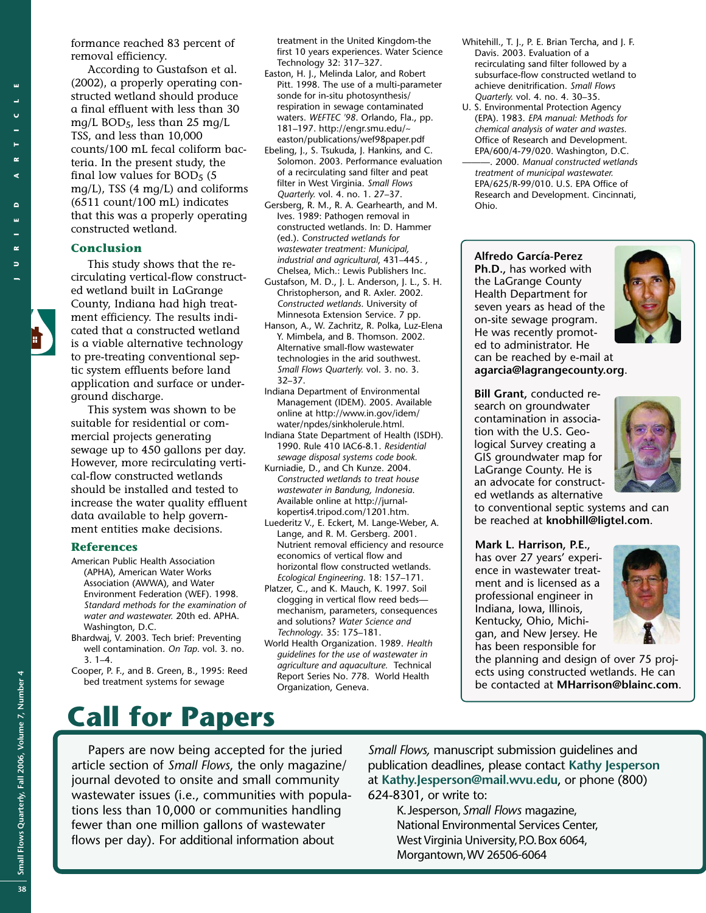formance reached 83 percent of removal efficiency.

According to Gustafson et al. (2002), a properly operating constructed wetland should produce a final effluent with less than 30 mg/L $BOD_5$, less than 25 mg/L TSS, and less than 10,000 counts/100 mL fecal coliform bacteria. In the present study, the final low values for $BOD_5$ (5 mg/L), TSS (4 mg/L) and coliforms (6511 count/100 mL) indicates that this was a properly operating constructed wetland.

## Conclusion

This study shows that the recirculating vertical-flow constructed wetland built in LaGrange County, Indiana had high treatment efficiency. The results indicated that a constructed wetland is a viable alternative technology to pre-treating conventional septic system effluents before land application and surface or underground discharge.

This system was shown to be suitable for residential or commercial projects generating sewage up to 450 gallons per day. However, more recirculating vertical-flow constructed wetlands should be installed and tested to increase the water quality effluent data available to help government entities make decisions.

## References

American Public Health Association (APHA), American Water Works Association (AWWA), and Water Environment Federation (WEF). 1998. *Standard methods for the examination of water and wastewater.* 20th ed. APHA. Washington, D.C.

Bhardwaj, V. 2003. Tech brief: Preventing well contamination. *On Tap*. vol. 3. no. 3. 1–4.

Cooper, P. F., and B. Green, B., 1995: Reed bed treatment systems for sewage treatment in the United Kingdom-the first 10 years experiences. Water Science Technology 32: 317–327.

Easton, H. J., Melinda Lalor, and Robert Pitt. 1998. The use of a multi-parameter sonde for in-situ photosynthesis/respiration in sewage contaminated waters. *WEFTEC '98*. Orlando, Fla., pp. 181–197. http://engr.smu.edu/~easton/publications/wef98paper.pdf

Ebeling, J., S. Tsukuda, J. Hankins, and C. Solomon. 2003. Performance evaluation of a recirculating sand filter and peat filter in West Virginia. *Small Flows Quarterly.* vol. 4. no. 1. 27–37.

Gersberg, R. M., R. A. Gearhearth, and M. Ives. 1989: Pathogen removal in constructed wetlands. In: D. Hammer (ed.). *Constructed wetlands for wastewater treatment: Municipal, industrial and agricultural*, 431–445. , Chelsea, Mich.: Lewis Publishers Inc.

Gustafson, M. D., J. L. Anderson, J. L., S. H. Christopherson, and R. Axler. 2002. *Constructed wetlands.* University of Minnesota Extension Service. 7 pp.

Hanson, A., W. Zachritz, R. Polka, Luz-Elena Y. Mimbela, and B. Thomson. 2002. Alternative small-flow wastewater technologies in the arid southwest. *Small Flows Quarterly.* vol. 3. no. 3. 32–37.

Indiana Department of Environmental Management (IDEM). 2005. Available online at http://www.in.gov/idem/water/npdes/sinkholerule.html.

Indiana State Department of Health (ISDH). 1990. Rule 410 IAC6-8.1. *Residential sewage disposal systems code book.*

Kurniadie, D., and Ch Kunze. 2004. *Constructed wetlands to treat house wastewater in Bandung, Indonesia.* Available online at http://jurnal-kopertis4.tripod.com/1201.htm.

Luederitz V., E. Eckert, M. Lange-Weber, A. Lange, and R. M. Gersberg. 2001. Nutrient removal efficiency and resource economics of vertical flow and horizontal flow constructed wetlands. *Ecological Engineering.* 18: 157–171.

Platzer, C., and K. Mauch, K. 1997. Soil clogging in vertical flow reed beds—mechanism, parameters, consequences and solutions? *Water Science and Technology*. 35: 175–181.

World Health Organization. 1989. *Health guidelines for the use of wastewater in agriculture and aquaculture.* Technical Report Series No. 778. World Health Organization, Geneva.

Whitehill., T. J., P. E. Brian Tercha, and J. F. Davis. 2003. Evaluation of a recirculating sand filter followed by a subsurface-flow constructed wetland to achieve denitrification. *Small Flows Quarterly.* vol. 4. no. 4. 30–35.

U. S. Environmental Protection Agency (EPA). 1983. *EPA manual: Methods for chemical analysis of water and wastes.* Office of Research and Development. EPA/600/4-79/020. Washington, D.C.

———. 2000. *Manual constructed wetlands treatment of municipal wastewater.* EPA/625/R-99/010. U.S. EPA Office of Research and Development. Cincinnati, Ohio.

**Alfredo García-Perez Ph.D.,** has worked with the LaGrange County Health Department for seven years as head of the on-site sewage program. He was recently promoted to administrator. He can be reached by e-mail at **agarcia@lagrangecounty.org**.

**Bill Grant,** conducted research on groundwater contamination in association with the U.S. Geological Survey creating a GIS groundwater map for LaGrange County. He is an advocate for constructed wetlands as alternative to conventional septic systems and can be reached at **knobhill@ligtel.com**.

**Mark L. Harrison, P.E.,** has over 27 years' experience in wastewater treatment and is licensed as a professional engineer in Indiana, Iowa, Illinois, Kentucky, Ohio, Michigan, and New Jersey. He has been responsible for the planning and design of over 75 projects using constructed wetlands. He can be contacted at **MHarrison@blainc.com**.

# Call for Papers

Papers are now being accepted for the juried article section of *Small Flows*, the only magazine/journal devoted to onsite and small community wastewater issues (i.e., communities with populations less than 10,000 or communities handling fewer than one million gallons of wastewater flows per day). For additional information about *Small Flows,* manuscript submission guidelines and publication deadlines, please contact **Kathy Jesperson** at **Kathy.Jesperson@mail.wvu.edu**, or phone (800) 624-8301, or write to:

K. Jesperson, *Small Flows* magazine,
National Environmental Services Center,
West Virginia University, P.O. Box 6064,
Morgantown, WV 26506-6064